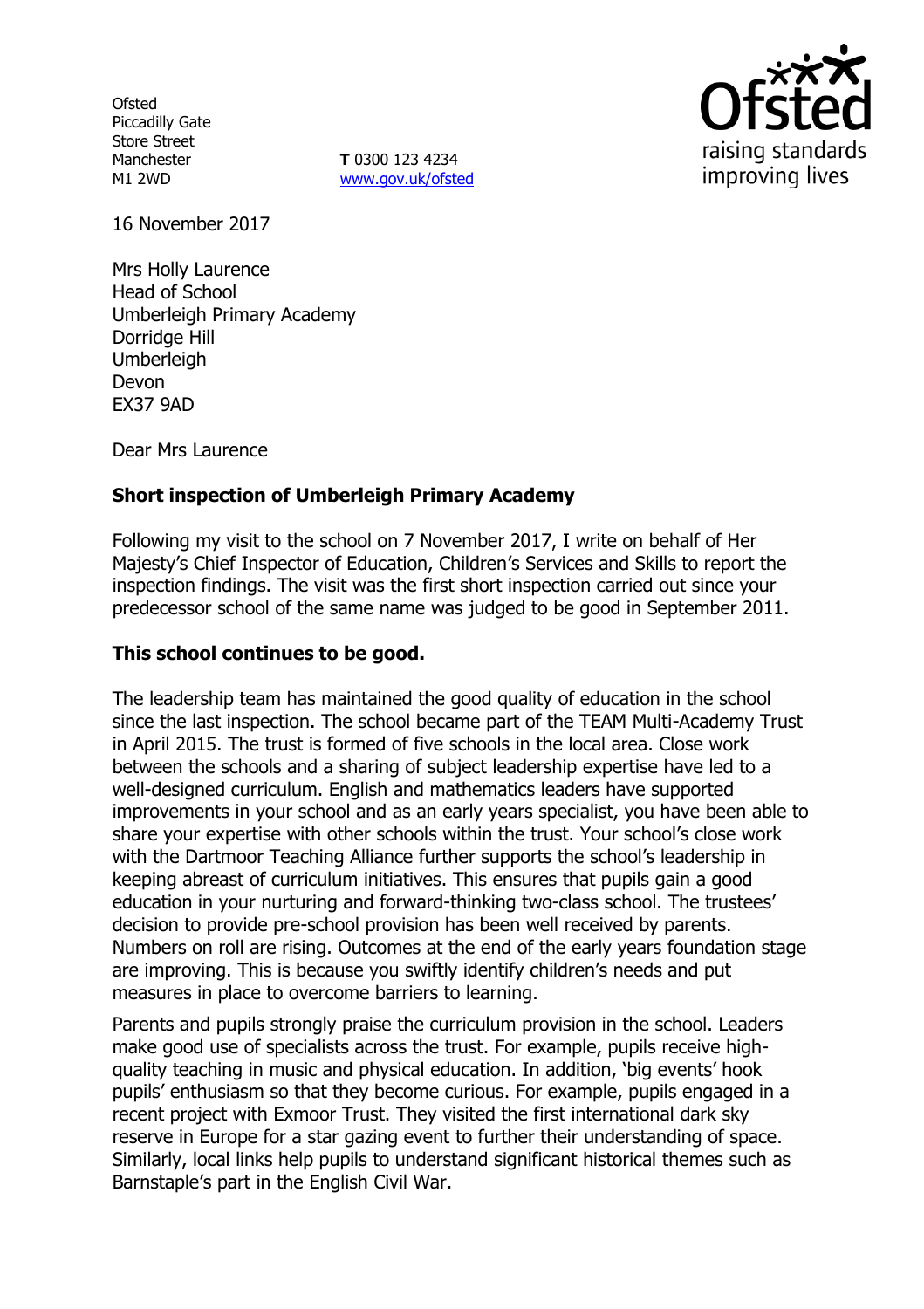Ofsted
Piccadilly Gate
Store Street
Manchester
M1 2WD

**T** 0300 123 4234
www.gov.uk/ofsted

raising standards improving lives

16 November 2017

Mrs Holly Laurence
Head of School
Umberleigh Primary Academy
Dorridge Hill
Umberleigh
Devon
EX37 9AD

Dear Mrs Laurence

**Short inspection of Umberleigh Primary Academy**

Following my visit to the school on 7 November 2017, I write on behalf of Her Majesty's Chief Inspector of Education, Children's Services and Skills to report the inspection findings. The visit was the first short inspection carried out since your predecessor school of the same name was judged to be good in September 2011.

**This school continues to be good.**

The leadership team has maintained the good quality of education in the school since the last inspection. The school became part of the TEAM Multi-Academy Trust in April 2015. The trust is formed of five schools in the local area. Close work between the schools and a sharing of subject leadership expertise have led to a well-designed curriculum. English and mathematics leaders have supported improvements in your school and as an early years specialist, you have been able to share your expertise with other schools within the trust. Your school's close work with the Dartmoor Teaching Alliance further supports the school's leadership in keeping abreast of curriculum initiatives. This ensures that pupils gain a good education in your nurturing and forward-thinking two-class school. The trustees' decision to provide pre-school provision has been well received by parents. Numbers on roll are rising. Outcomes at the end of the early years foundation stage are improving. This is because you swiftly identify children's needs and put measures in place to overcome barriers to learning.

Parents and pupils strongly praise the curriculum provision in the school. Leaders make good use of specialists across the trust. For example, pupils receive high-quality teaching in music and physical education. In addition, 'big events' hook pupils' enthusiasm so that they become curious. For example, pupils engaged in a recent project with Exmoor Trust. They visited the first international dark sky reserve in Europe for a star gazing event to further their understanding of space. Similarly, local links help pupils to understand significant historical themes such as Barnstaple's part in the English Civil War.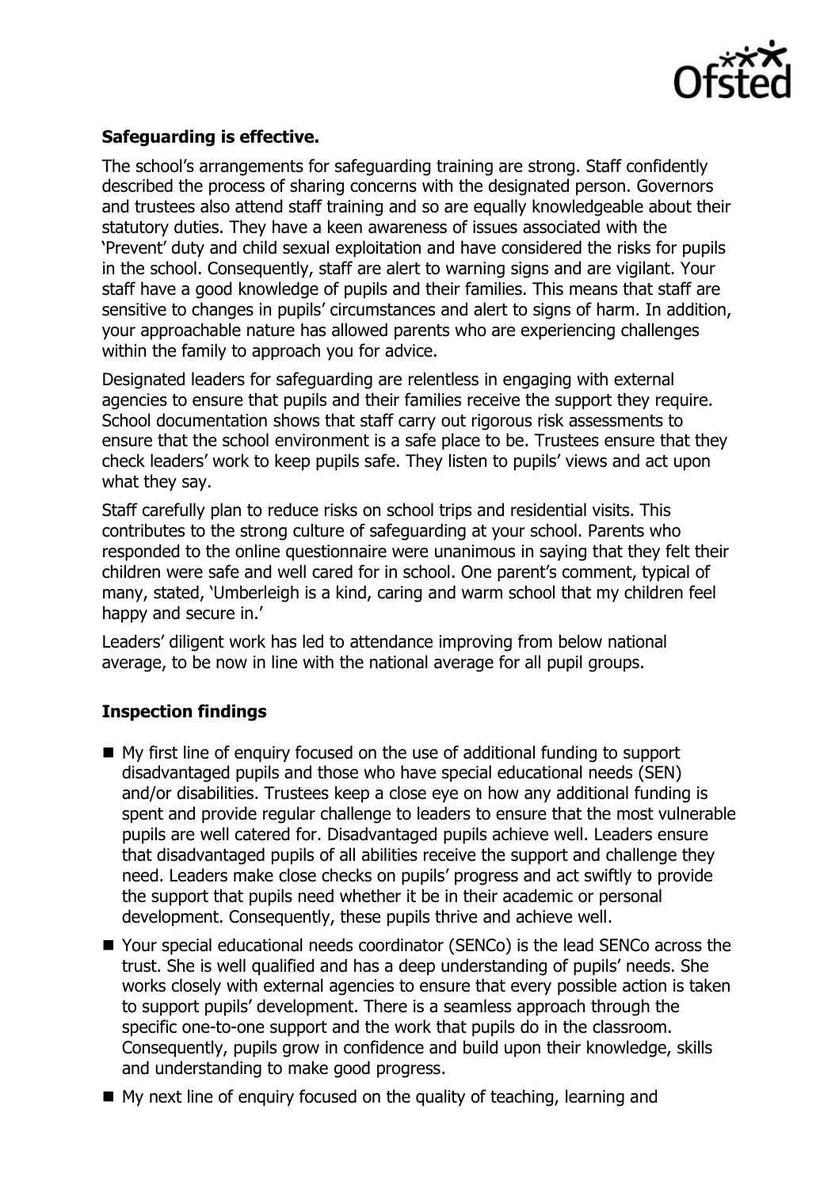**Safeguarding is effective.**

The school's arrangements for safeguarding training are strong. Staff confidently described the process of sharing concerns with the designated person. Governors and trustees also attend staff training and so are equally knowledgeable about their statutory duties. They have a keen awareness of issues associated with the 'Prevent' duty and child sexual exploitation and have considered the risks for pupils in the school. Consequently, staff are alert to warning signs and are vigilant. Your staff have a good knowledge of pupils and their families. This means that staff are sensitive to changes in pupils' circumstances and alert to signs of harm. In addition, your approachable nature has allowed parents who are experiencing challenges within the family to approach you for advice.

Designated leaders for safeguarding are relentless in engaging with external agencies to ensure that pupils and their families receive the support they require. School documentation shows that staff carry out rigorous risk assessments to ensure that the school environment is a safe place to be. Trustees ensure that they check leaders' work to keep pupils safe. They listen to pupils' views and act upon what they say.

Staff carefully plan to reduce risks on school trips and residential visits. This contributes to the strong culture of safeguarding at your school. Parents who responded to the online questionnaire were unanimous in saying that they felt their children were safe and well cared for in school. One parent's comment, typical of many, stated, 'Umberleigh is a kind, caring and warm school that my children feel happy and secure in.'

Leaders' diligent work has led to attendance improving from below national average, to be now in line with the national average for all pupil groups.

**Inspection findings**

- My first line of enquiry focused on the use of additional funding to support disadvantaged pupils and those who have special educational needs (SEN) and/or disabilities. Trustees keep a close eye on how any additional funding is spent and provide regular challenge to leaders to ensure that the most vulnerable pupils are well catered for. Disadvantaged pupils achieve well. Leaders ensure that disadvantaged pupils of all abilities receive the support and challenge they need. Leaders make close checks on pupils' progress and act swiftly to provide the support that pupils need whether it be in their academic or personal development. Consequently, these pupils thrive and achieve well.
- Your special educational needs coordinator (SENCo) is the lead SENCo across the trust. She is well qualified and has a deep understanding of pupils' needs. She works closely with external agencies to ensure that every possible action is taken to support pupils' development. There is a seamless approach through the specific one-to-one support and the work that pupils do in the classroom. Consequently, pupils grow in confidence and build upon their knowledge, skills and understanding to make good progress.
- My next line of enquiry focused on the quality of teaching, learning and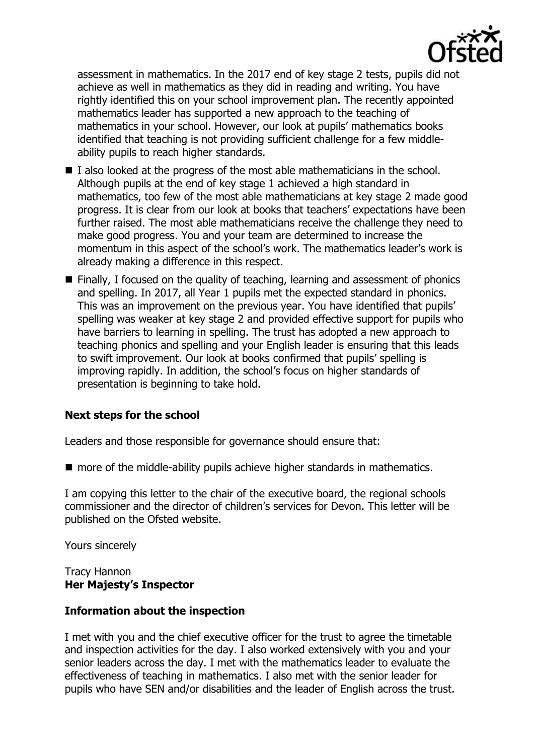assessment in mathematics. In the 2017 end of key stage 2 tests, pupils did not achieve as well in mathematics as they did in reading and writing. You have rightly identified this on your school improvement plan. The recently appointed mathematics leader has supported a new approach to the teaching of mathematics in your school. However, our look at pupils' mathematics books identified that teaching is not providing sufficient challenge for a few middle-ability pupils to reach higher standards.

- I also looked at the progress of the most able mathematicians in the school. Although pupils at the end of key stage 1 achieved a high standard in mathematics, too few of the most able mathematicians at key stage 2 made good progress. It is clear from our look at books that teachers' expectations have been further raised. The most able mathematicians receive the challenge they need to make good progress. You and your team are determined to increase the momentum in this aspect of the school's work. The mathematics leader's work is already making a difference in this respect.
- Finally, I focused on the quality of teaching, learning and assessment of phonics and spelling. In 2017, all Year 1 pupils met the expected standard in phonics. This was an improvement on the previous year. You have identified that pupils' spelling was weaker at key stage 2 and provided effective support for pupils who have barriers to learning in spelling. The trust has adopted a new approach to teaching phonics and spelling and your English leader is ensuring that this leads to swift improvement. Our look at books confirmed that pupils' spelling is improving rapidly. In addition, the school's focus on higher standards of presentation is beginning to take hold.

## Next steps for the school

Leaders and those responsible for governance should ensure that:

- more of the middle-ability pupils achieve higher standards in mathematics.

I am copying this letter to the chair of the executive board, the regional schools commissioner and the director of children's services for Devon. This letter will be published on the Ofsted website.

Yours sincerely

Tracy Hannon
**Her Majesty's Inspector**

## Information about the inspection

I met with you and the chief executive officer for the trust to agree the timetable and inspection activities for the day. I also worked extensively with you and your senior leaders across the day. I met with the mathematics leader to evaluate the effectiveness of teaching in mathematics. I also met with the senior leader for pupils who have SEN and/or disabilities and the leader of English across the trust.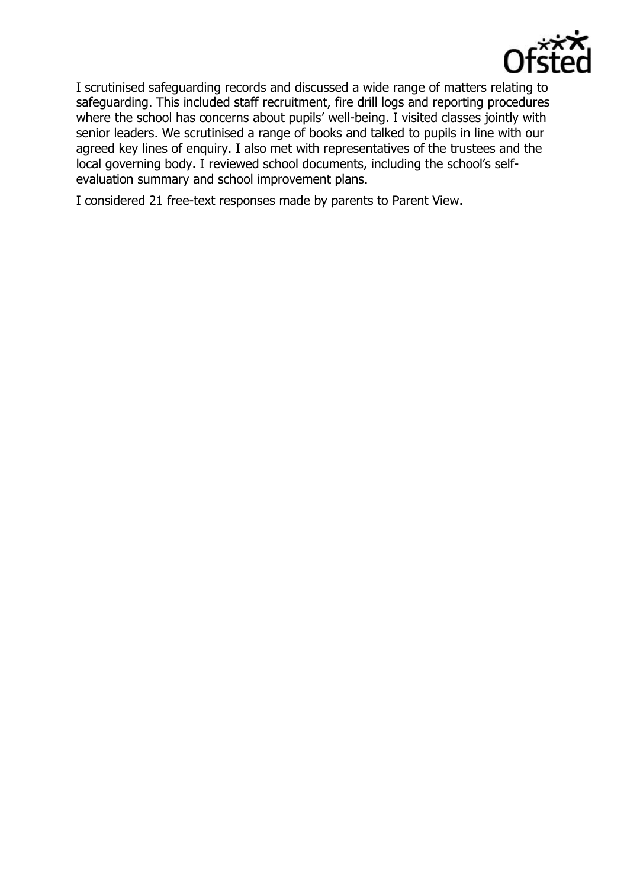I scrutinised safeguarding records and discussed a wide range of matters relating to safeguarding. This included staff recruitment, fire drill logs and reporting procedures where the school has concerns about pupils' well-being. I visited classes jointly with senior leaders. We scrutinised a range of books and talked to pupils in line with our agreed key lines of enquiry. I also met with representatives of the trustees and the local governing body. I reviewed school documents, including the school's self-evaluation summary and school improvement plans.

I considered 21 free-text responses made by parents to Parent View.